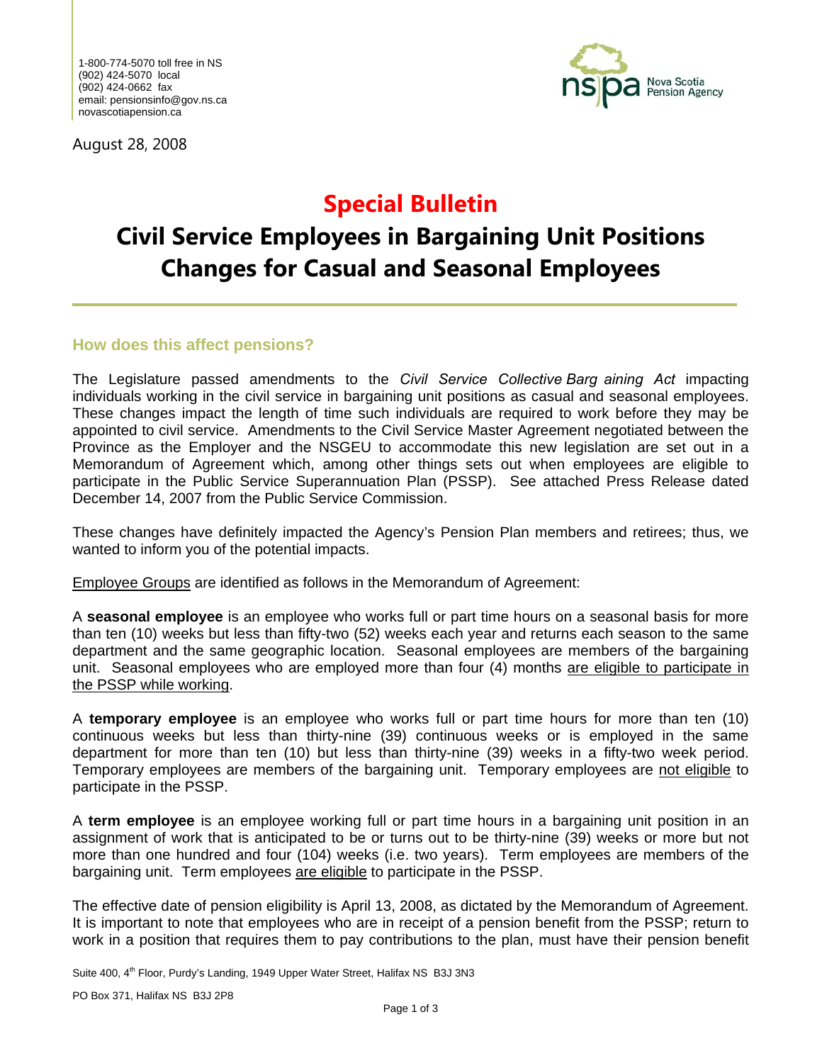1-800-774-5070 toll free in NS
(902) 424-5070 local
(902) 424-0662 fax
email: pensionsinfo@gov.ns.ca
novascotiapension.ca

Nova Scotia Pension Agency

August 28, 2008

# Special Bulletin

# Civil Service Employees in Bargaining Unit Positions Changes for Casual and Seasonal Employees

## How does this affect pensions?

The Legislature passed amendments to the *Civil Service Collective Barg aining Act* impacting individuals working in the civil service in bargaining unit positions as casual and seasonal employees. These changes impact the length of time such individuals are required to work before they may be appointed to civil service. Amendments to the Civil Service Master Agreement negotiated between the Province as the Employer and the NSGEU to accommodate this new legislation are set out in a Memorandum of Agreement which, among other things sets out when employees are eligible to participate in the Public Service Superannuation Plan (PSSP). See attached Press Release dated December 14, 2007 from the Public Service Commission.

These changes have definitely impacted the Agency's Pension Plan members and retirees; thus, we wanted to inform you of the potential impacts.

Employee Groups are identified as follows in the Memorandum of Agreement:

A **seasonal employee** is an employee who works full or part time hours on a seasonal basis for more than ten (10) weeks but less than fifty-two (52) weeks each year and returns each season to the same department and the same geographic location. Seasonal employees are members of the bargaining unit. Seasonal employees who are employed more than four (4) months are eligible to participate in the PSSP while working.

A **temporary employee** is an employee who works full or part time hours for more than ten (10) continuous weeks but less than thirty-nine (39) continuous weeks or is employed in the same department for more than ten (10) but less than thirty-nine (39) weeks in a fifty-two week period. Temporary employees are members of the bargaining unit. Temporary employees are not eligible to participate in the PSSP.

A **term employee** is an employee working full or part time hours in a bargaining unit position in an assignment of work that is anticipated to be or turns out to be thirty-nine (39) weeks or more but not more than one hundred and four (104) weeks (i.e. two years). Term employees are members of the bargaining unit. Term employees are eligible to participate in the PSSP.

The effective date of pension eligibility is April 13, 2008, as dictated by the Memorandum of Agreement. It is important to note that employees who are in receipt of a pension benefit from the PSSP; return to work in a position that requires them to pay contributions to the plan, must have their pension benefit

Suite 400, 4th Floor, Purdy's Landing, 1949 Upper Water Street, Halifax NS B3J 3N3

PO Box 371, Halifax NS B3J 2P8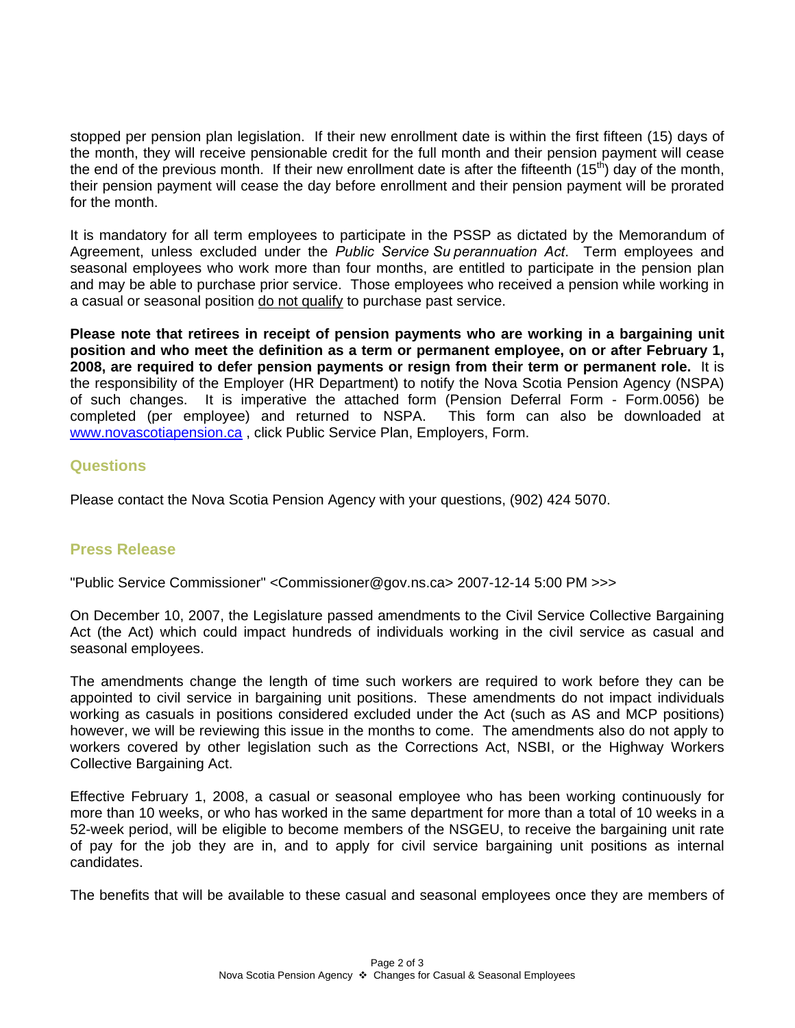stopped per pension plan legislation. If their new enrollment date is within the first fifteen (15) days of the month, they will receive pensionable credit for the full month and their pension payment will cease the end of the previous month. If their new enrollment date is after the fifteenth (15th) day of the month, their pension payment will cease the day before enrollment and their pension payment will be prorated for the month.

It is mandatory for all term employees to participate in the PSSP as dictated by the Memorandum of Agreement, unless excluded under the *Public Service Superannuation Act*. Term employees and seasonal employees who work more than four months, are entitled to participate in the pension plan and may be able to purchase prior service. Those employees who received a pension while working in a casual or seasonal position do not qualify to purchase past service.

**Please note that retirees in receipt of pension payments who are working in a bargaining unit position and who meet the definition as a term or permanent employee, on or after February 1, 2008, are required to defer pension payments or resign from their term or permanent role.** It is the responsibility of the Employer (HR Department) to notify the Nova Scotia Pension Agency (NSPA) of such changes. It is imperative the attached form (Pension Deferral Form - Form.0056) be completed (per employee) and returned to NSPA. This form can also be downloaded at www.novascotiapension.ca , click Public Service Plan, Employers, Form.

## Questions

Please contact the Nova Scotia Pension Agency with your questions, (902) 424 5070.

## Press Release

"Public Service Commissioner" <Commissioner@gov.ns.ca> 2007-12-14 5:00 PM >>>

On December 10, 2007, the Legislature passed amendments to the Civil Service Collective Bargaining Act (the Act) which could impact hundreds of individuals working in the civil service as casual and seasonal employees.

The amendments change the length of time such workers are required to work before they can be appointed to civil service in bargaining unit positions. These amendments do not impact individuals working as casuals in positions considered excluded under the Act (such as AS and MCP positions) however, we will be reviewing this issue in the months to come. The amendments also do not apply to workers covered by other legislation such as the Corrections Act, NSBI, or the Highway Workers Collective Bargaining Act.

Effective February 1, 2008, a casual or seasonal employee who has been working continuously for more than 10 weeks, or who has worked in the same department for more than a total of 10 weeks in a 52-week period, will be eligible to become members of the NSGEU, to receive the bargaining unit rate of pay for the job they are in, and to apply for civil service bargaining unit positions as internal candidates.

The benefits that will be available to these casual and seasonal employees once they are members of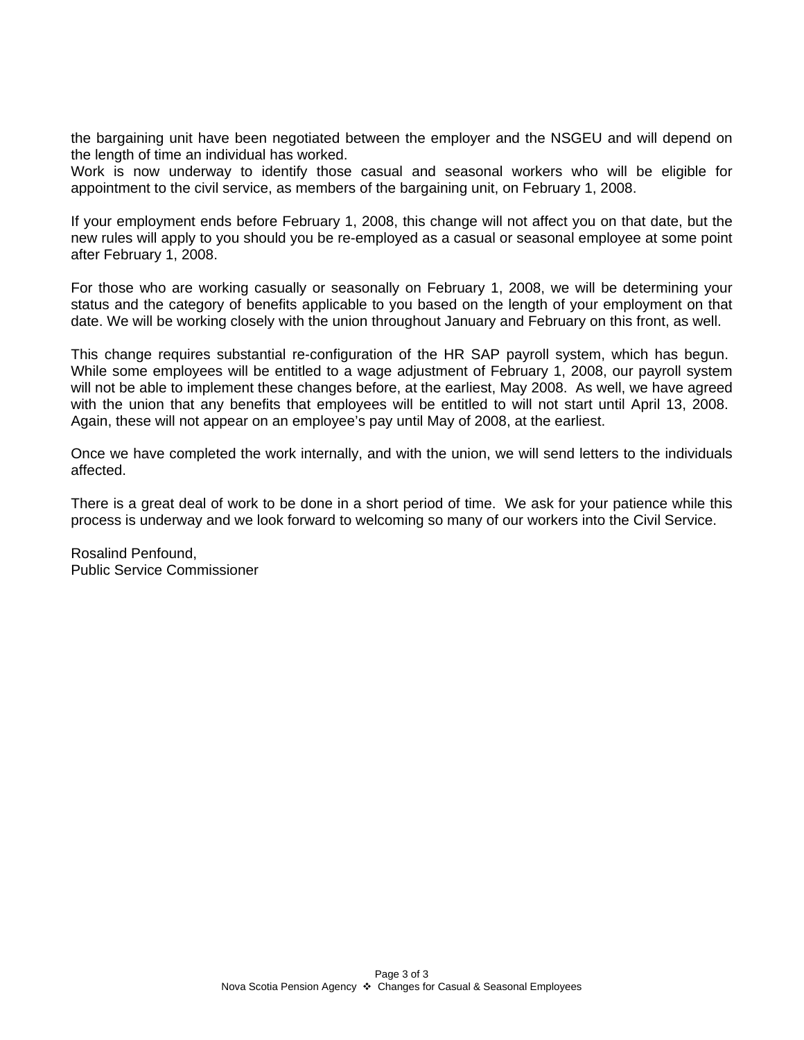the bargaining unit have been negotiated between the employer and the NSGEU and will depend on the length of time an individual has worked.
Work is now underway to identify those casual and seasonal workers who will be eligible for appointment to the civil service, as members of the bargaining unit, on February 1, 2008.

If your employment ends before February 1, 2008, this change will not affect you on that date, but the new rules will apply to you should you be re-employed as a casual or seasonal employee at some point after February 1, 2008.

For those who are working casually or seasonally on February 1, 2008, we will be determining your status and the category of benefits applicable to you based on the length of your employment on that date. We will be working closely with the union throughout January and February on this front, as well.

This change requires substantial re-configuration of the HR SAP payroll system, which has begun. While some employees will be entitled to a wage adjustment of February 1, 2008, our payroll system will not be able to implement these changes before, at the earliest, May 2008. As well, we have agreed with the union that any benefits that employees will be entitled to will not start until April 13, 2008. Again, these will not appear on an employee's pay until May of 2008, at the earliest.

Once we have completed the work internally, and with the union, we will send letters to the individuals affected.

There is a great deal of work to be done in a short period of time. We ask for your patience while this process is underway and we look forward to welcoming so many of our workers into the Civil Service.

Rosalind Penfound,
Public Service Commissioner